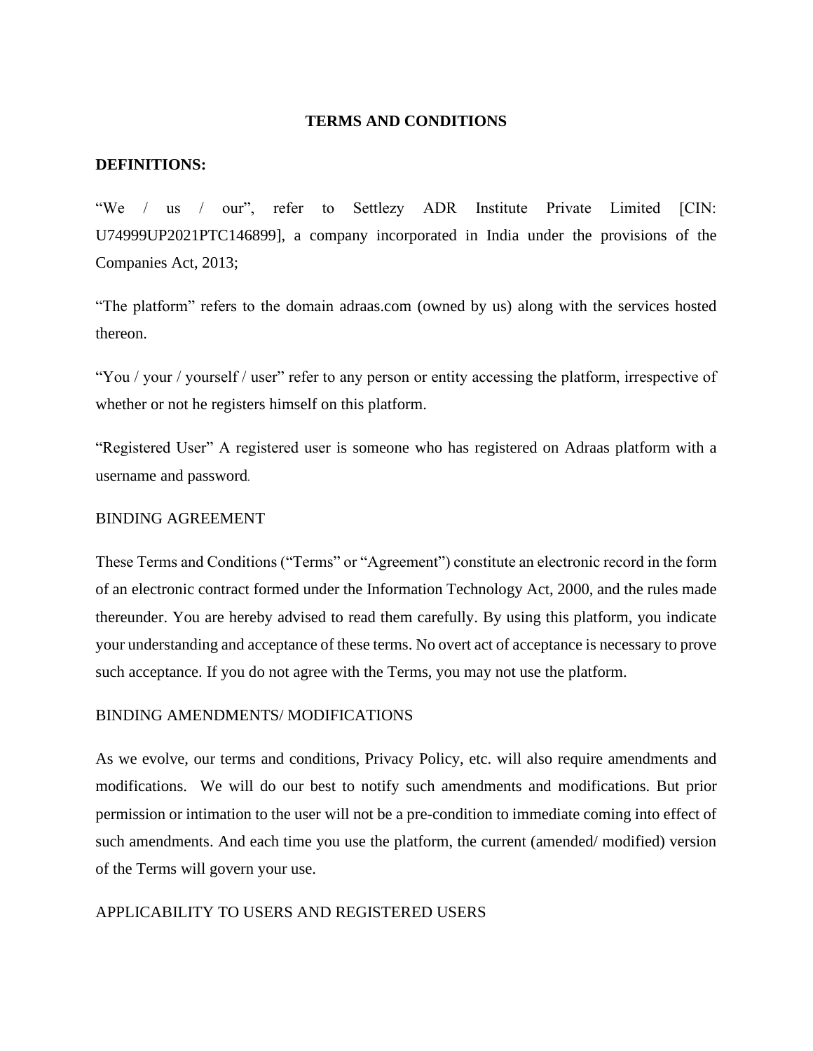# TERMS AND CONDITIONS

## DEFINITIONS:

“We / us / our”, refer to Settlezy ADR Institute Private Limited [CIN: U74999UP2021PTC146899], a company incorporated in India under the provisions of the Companies Act, 2013;

“The platform” refers to the domain adraas.com (owned by us) along with the services hosted thereon.

“You / your / yourself / user” refer to any person or entity accessing the platform, irrespective of whether or not he registers himself on this platform.

“Registered User” A registered user is someone who has registered on Adraas platform with a username and password.

## BINDING AGREEMENT

These Terms and Conditions (“Terms” or “Agreement”) constitute an electronic record in the form of an electronic contract formed under the Information Technology Act, 2000, and the rules made thereunder. You are hereby advised to read them carefully. By using this platform, you indicate your understanding and acceptance of these terms. No overt act of acceptance is necessary to prove such acceptance. If you do not agree with the Terms, you may not use the platform.

## BINDING AMENDMENTS/ MODIFICATIONS

As we evolve, our terms and conditions, Privacy Policy, etc. will also require amendments and modifications. We will do our best to notify such amendments and modifications. But prior permission or intimation to the user will not be a pre-condition to immediate coming into effect of such amendments. And each time you use the platform, the current (amended/ modified) version of the Terms will govern your use.

## APPLICABILITY TO USERS AND REGISTERED USERS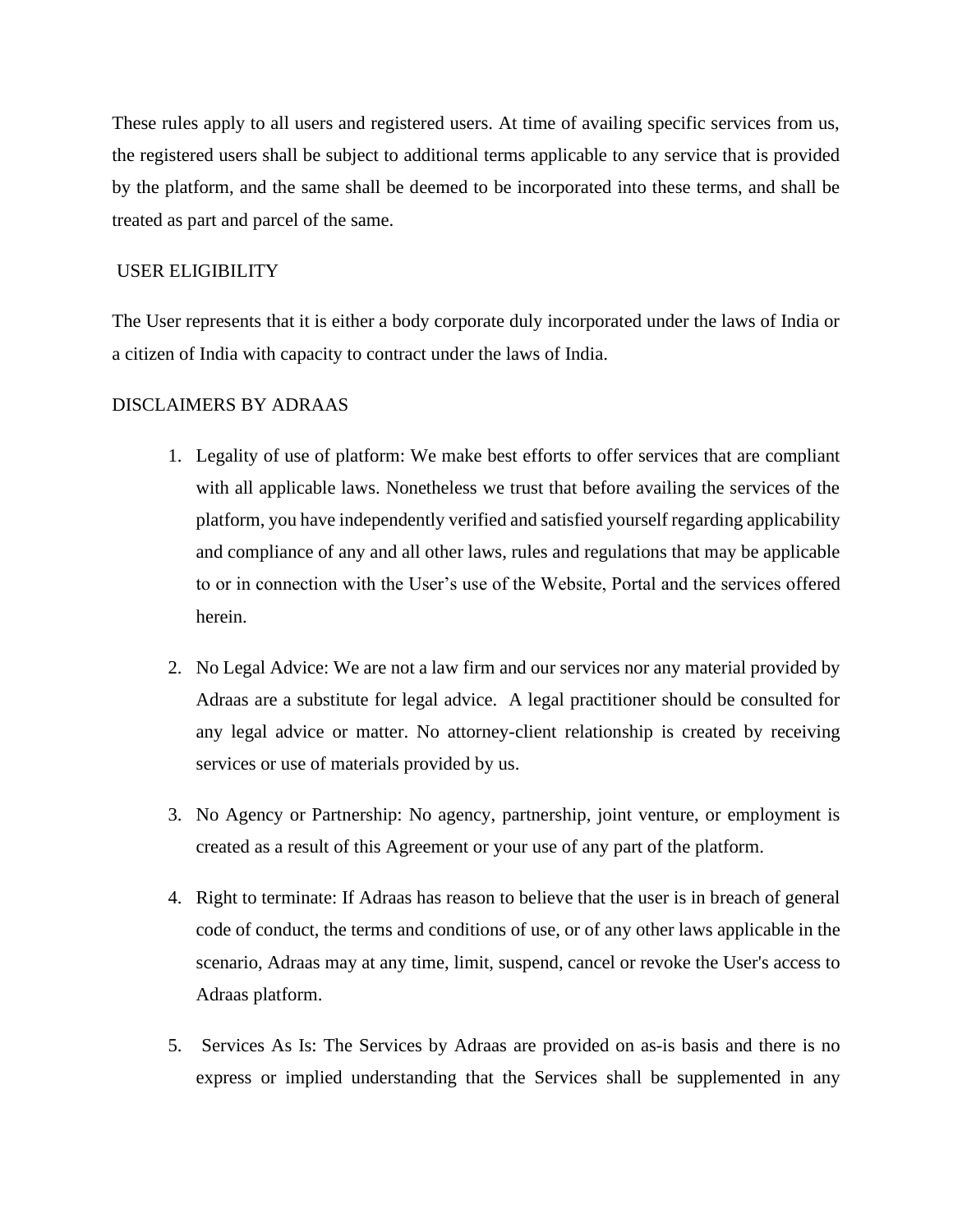These rules apply to all users and registered users. At time of availing specific services from us, the registered users shall be subject to additional terms applicable to any service that is provided by the platform, and the same shall be deemed to be incorporated into these terms, and shall be treated as part and parcel of the same.

## USER ELIGIBILITY

The User represents that it is either a body corporate duly incorporated under the laws of India or a citizen of India with capacity to contract under the laws of India.

## DISCLAIMERS BY ADRAAS

1. Legality of use of platform: We make best efforts to offer services that are compliant with all applicable laws. Nonetheless we trust that before availing the services of the platform, you have independently verified and satisfied yourself regarding applicability and compliance of any and all other laws, rules and regulations that may be applicable to or in connection with the User's use of the Website, Portal and the services offered herein.

2. No Legal Advice: We are not a law firm and our services nor any material provided by Adraas are a substitute for legal advice. A legal practitioner should be consulted for any legal advice or matter. No attorney-client relationship is created by receiving services or use of materials provided by us.

3. No Agency or Partnership: No agency, partnership, joint venture, or employment is created as a result of this Agreement or your use of any part of the platform.

4. Right to terminate: If Adraas has reason to believe that the user is in breach of general code of conduct, the terms and conditions of use, or of any other laws applicable in the scenario, Adraas may at any time, limit, suspend, cancel or revoke the User's access to Adraas platform.

5. Services As Is: The Services by Adraas are provided on as-is basis and there is no express or implied understanding that the Services shall be supplemented in any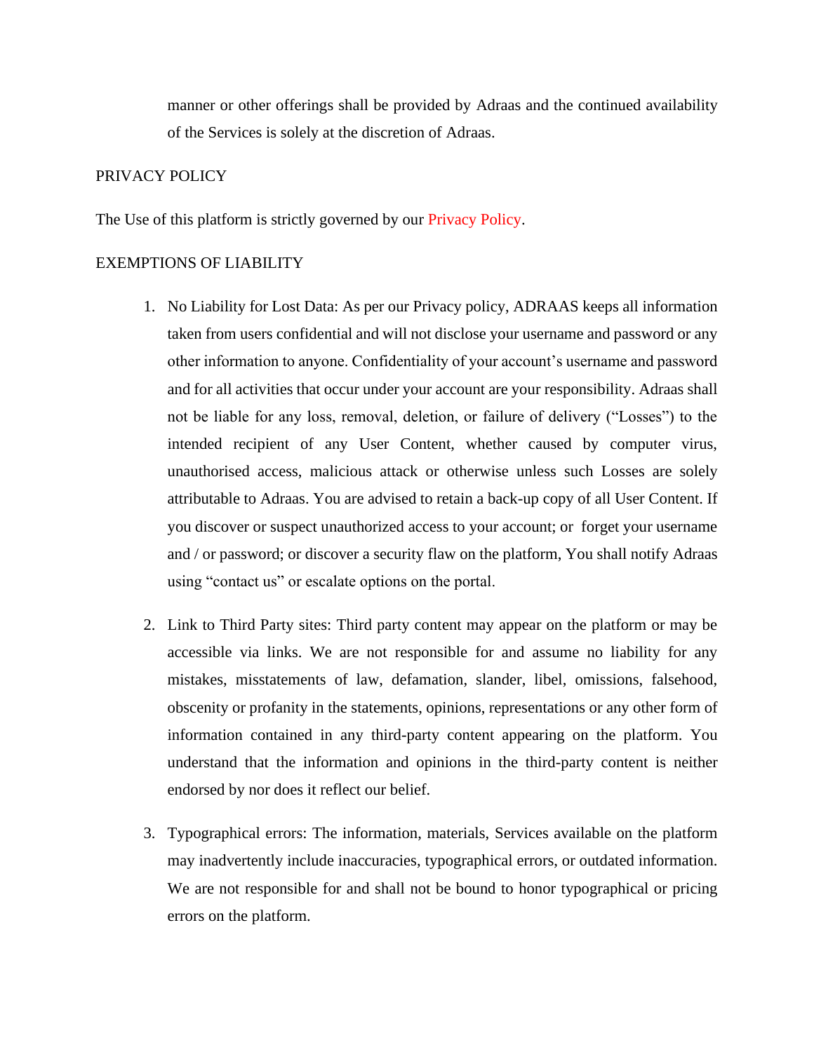manner or other offerings shall be provided by Adraas and the continued availability of the Services is solely at the discretion of Adraas.

PRIVACY POLICY

The Use of this platform is strictly governed by our Privacy Policy.

EXEMPTIONS OF LIABILITY

1. No Liability for Lost Data: As per our Privacy policy, ADRAAS keeps all information taken from users confidential and will not disclose your username and password or any other information to anyone. Confidentiality of your account's username and password and for all activities that occur under your account are your responsibility. Adraas shall not be liable for any loss, removal, deletion, or failure of delivery ("Losses") to the intended recipient of any User Content, whether caused by computer virus, unauthorised access, malicious attack or otherwise unless such Losses are solely attributable to Adraas. You are advised to retain a back-up copy of all User Content. If you discover or suspect unauthorized access to your account; or forget your username and / or password; or discover a security flaw on the platform, You shall notify Adraas using "contact us" or escalate options on the portal.

2. Link to Third Party sites: Third party content may appear on the platform or may be accessible via links. We are not responsible for and assume no liability for any mistakes, misstatements of law, defamation, slander, libel, omissions, falsehood, obscenity or profanity in the statements, opinions, representations or any other form of information contained in any third-party content appearing on the platform. You understand that the information and opinions in the third-party content is neither endorsed by nor does it reflect our belief.

3. Typographical errors: The information, materials, Services available on the platform may inadvertently include inaccuracies, typographical errors, or outdated information. We are not responsible for and shall not be bound to honor typographical or pricing errors on the platform.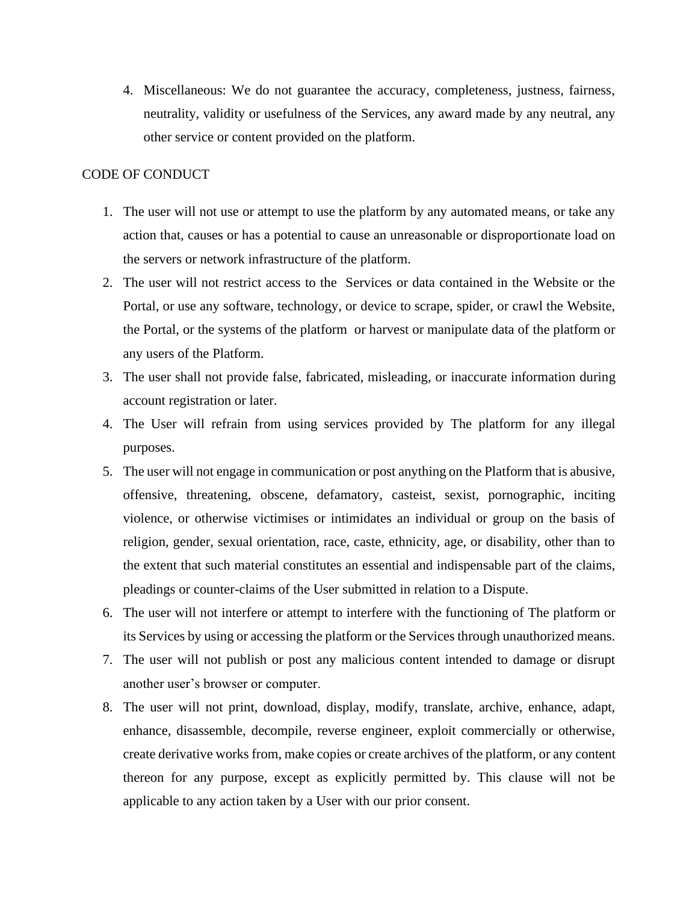4. Miscellaneous: We do not guarantee the accuracy, completeness, justness, fairness, neutrality, validity or usefulness of the Services, any award made by any neutral, any other service or content provided on the platform.

CODE OF CONDUCT

1. The user will not use or attempt to use the platform by any automated means, or take any action that, causes or has a potential to cause an unreasonable or disproportionate load on the servers or network infrastructure of the platform.
2. The user will not restrict access to the Services or data contained in the Website or the Portal, or use any software, technology, or device to scrape, spider, or crawl the Website, the Portal, or the systems of the platform or harvest or manipulate data of the platform or any users of the Platform.
3. The user shall not provide false, fabricated, misleading, or inaccurate information during account registration or later.
4. The User will refrain from using services provided by The platform for any illegal purposes.
5. The user will not engage in communication or post anything on the Platform that is abusive, offensive, threatening, obscene, defamatory, casteist, sexist, pornographic, inciting violence, or otherwise victimises or intimidates an individual or group on the basis of religion, gender, sexual orientation, race, caste, ethnicity, age, or disability, other than to the extent that such material constitutes an essential and indispensable part of the claims, pleadings or counter-claims of the User submitted in relation to a Dispute.
6. The user will not interfere or attempt to interfere with the functioning of The platform or its Services by using or accessing the platform or the Services through unauthorized means.
7. The user will not publish or post any malicious content intended to damage or disrupt another user's browser or computer.
8. The user will not print, download, display, modify, translate, archive, enhance, adapt, enhance, disassemble, decompile, reverse engineer, exploit commercially or otherwise, create derivative works from, make copies or create archives of the platform, or any content thereon for any purpose, except as explicitly permitted by. This clause will not be applicable to any action taken by a User with our prior consent.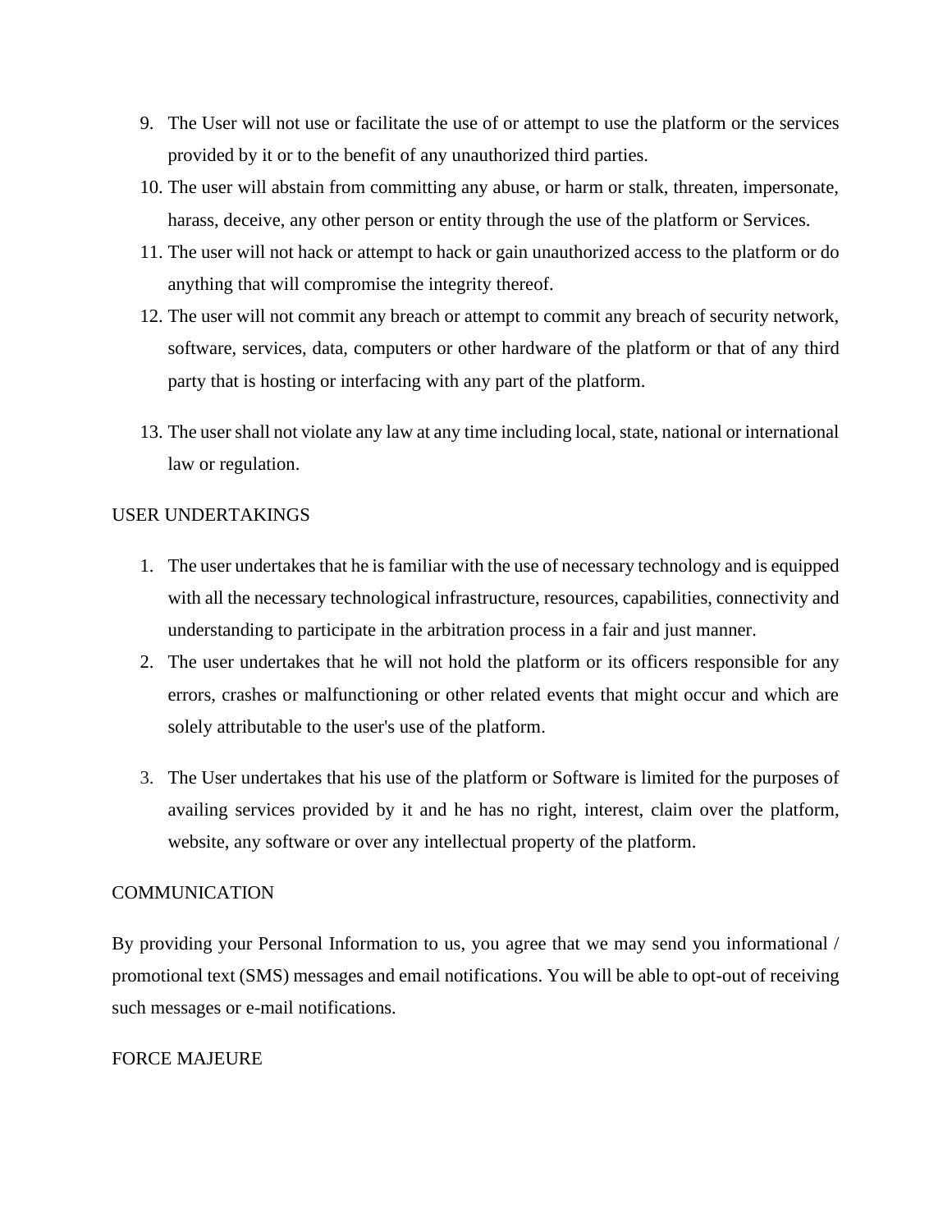9. The User will not use or facilitate the use of or attempt to use the platform or the services provided by it or to the benefit of any unauthorized third parties.
10. The user will abstain from committing any abuse, or harm or stalk, threaten, impersonate, harass, deceive, any other person or entity through the use of the platform or Services.
11. The user will not hack or attempt to hack or gain unauthorized access to the platform or do anything that will compromise the integrity thereof.
12. The user will not commit any breach or attempt to commit any breach of security network, software, services, data, computers or other hardware of the platform or that of any third party that is hosting or interfacing with any part of the platform.
13. The user shall not violate any law at any time including local, state, national or international law or regulation.

## USER UNDERTAKINGS

1. The user undertakes that he is familiar with the use of necessary technology and is equipped with all the necessary technological infrastructure, resources, capabilities, connectivity and understanding to participate in the arbitration process in a fair and just manner.
2. The user undertakes that he will not hold the platform or its officers responsible for any errors, crashes or malfunctioning or other related events that might occur and which are solely attributable to the user's use of the platform.
3. The User undertakes that his use of the platform or Software is limited for the purposes of availing services provided by it and he has no right, interest, claim over the platform, website, any software or over any intellectual property of the platform.

## COMMUNICATION

By providing your Personal Information to us, you agree that we may send you informational / promotional text (SMS) messages and email notifications. You will be able to opt-out of receiving such messages or e-mail notifications.

## FORCE MAJEURE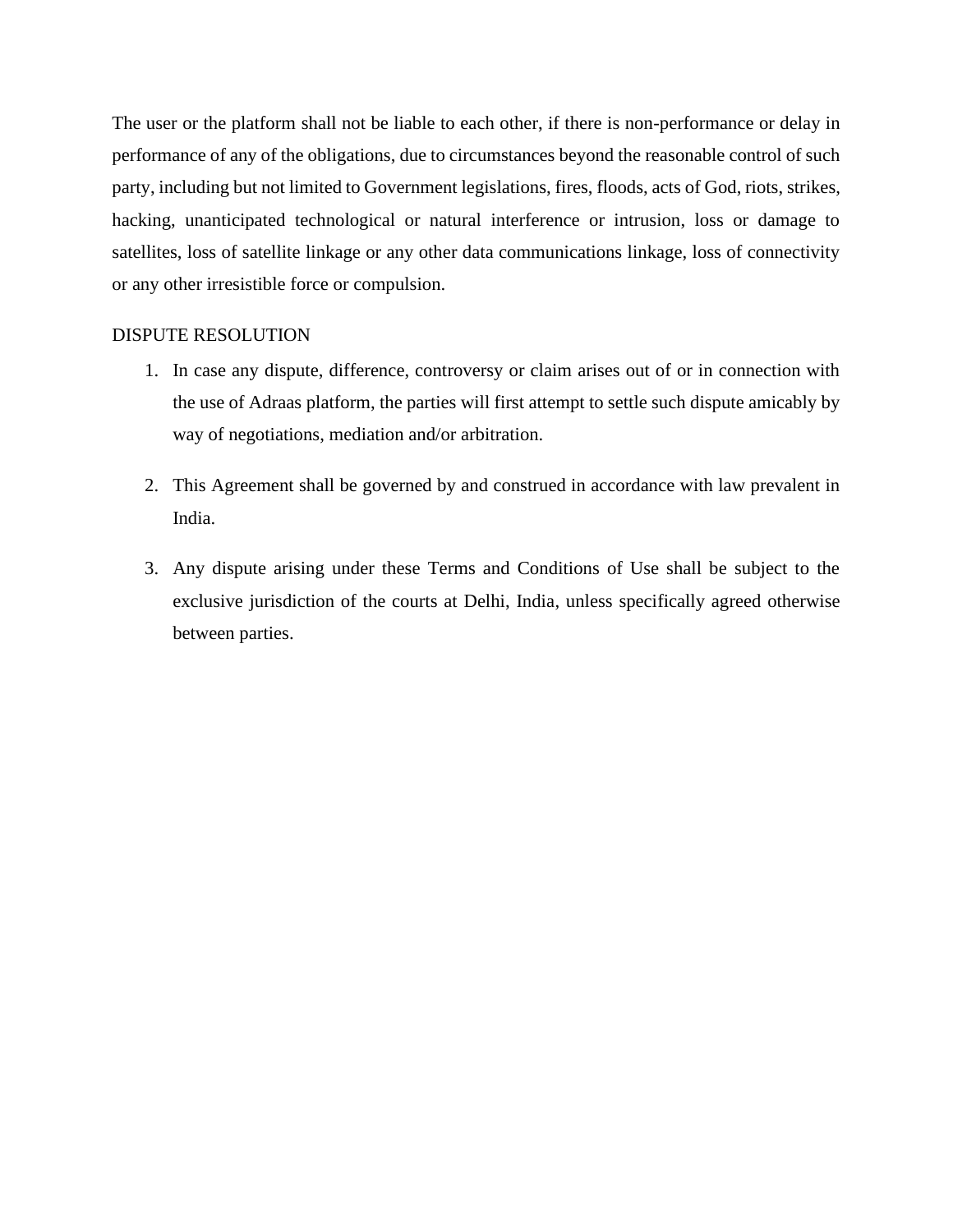The user or the platform shall not be liable to each other, if there is non-performance or delay in performance of any of the obligations, due to circumstances beyond the reasonable control of such party, including but not limited to Government legislations, fires, floods, acts of God, riots, strikes, hacking, unanticipated technological or natural interference or intrusion, loss or damage to satellites, loss of satellite linkage or any other data communications linkage, loss of connectivity or any other irresistible force or compulsion.

## DISPUTE RESOLUTION

1. In case any dispute, difference, controversy or claim arises out of or in connection with the use of Adraas platform, the parties will first attempt to settle such dispute amicably by way of negotiations, mediation and/or arbitration.

2. This Agreement shall be governed by and construed in accordance with law prevalent in India.

3. Any dispute arising under these Terms and Conditions of Use shall be subject to the exclusive jurisdiction of the courts at Delhi, India, unless specifically agreed otherwise between parties.